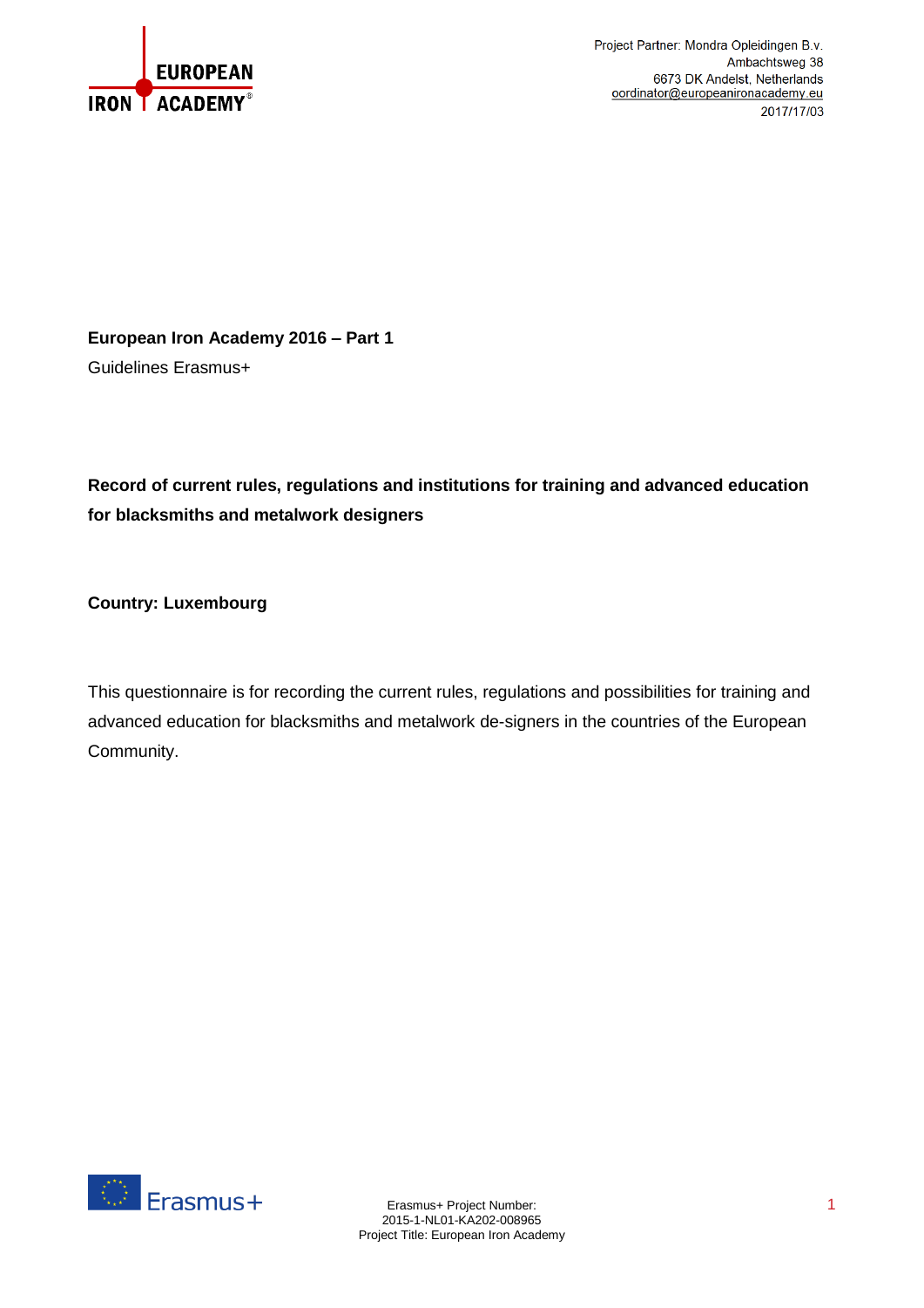Project Partner: Mondra Opleidingen B.v.
Ambachtsweg 38
6673 DK Andelst, Netherlands
oordinator@europeanironacademy.eu
2017/17/03

**European Iron Academy 2016 – Part 1**

Guidelines Erasmus+

**Record of current rules, regulations and institutions for training and advanced education for blacksmiths and metalwork designers**

**Country: Luxembourg**

This questionnaire is for recording the current rules, regulations and possibilities for training and advanced education for blacksmiths and metalwork de-signers in the countries of the European Community.

Erasmus+ Project Number:
2015-1-NL01-KA202-008965
Project Title: European Iron Academy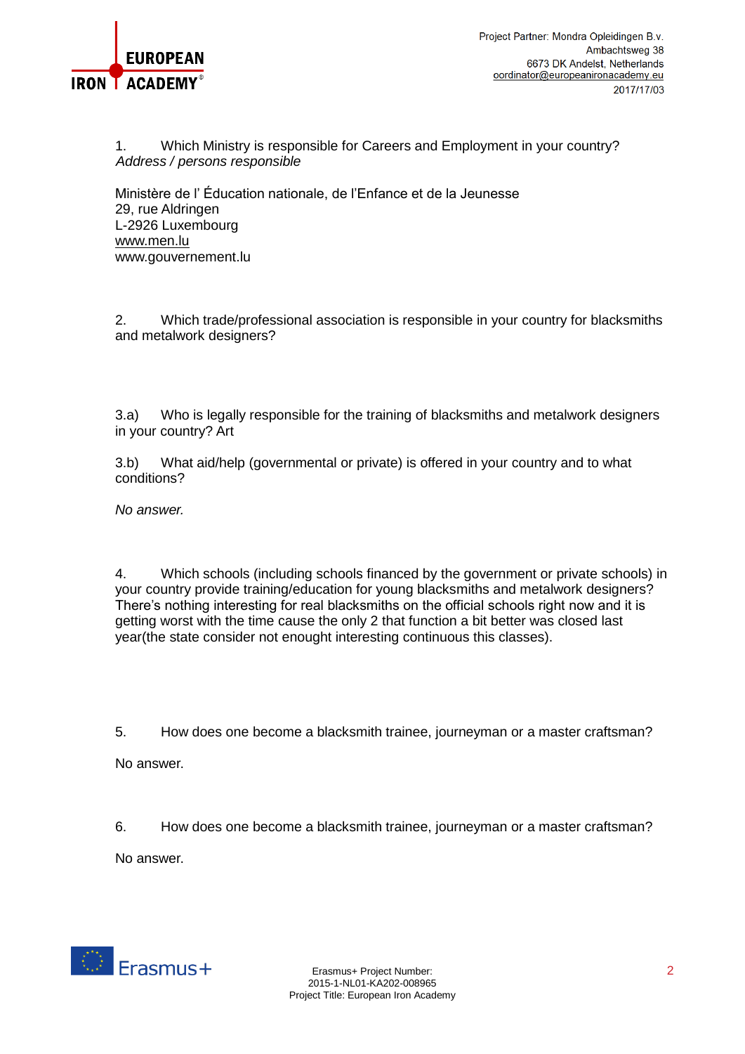1. Which Ministry is responsible for Careers and Employment in your country?
*Address / persons responsible*

Ministère de l' Éducation nationale, de l'Enfance et de la Jeunesse
29, rue Aldringen
L-2926 Luxembourg
www.men.lu
www.gouvernement.lu

2. Which trade/professional association is responsible in your country for blacksmiths and metalwork designers?

3.a) Who is legally responsible for the training of blacksmiths and metalwork designers in your country? Art

3.b) What aid/help (governmental or private) is offered in your country and to what conditions?

*No answer.*

4. Which schools (including schools financed by the government or private schools) in your country provide training/education for young blacksmiths and metalwork designers?
There's nothing interesting for real blacksmiths on the official schools right now and it is getting worst with the time cause the only 2 that function a bit better was closed last year(the state consider not enought interesting continuous this classes).

5. How does one become a blacksmith trainee, journeyman or a master craftsman?

No answer.

6. How does one become a blacksmith trainee, journeyman or a master craftsman?

No answer.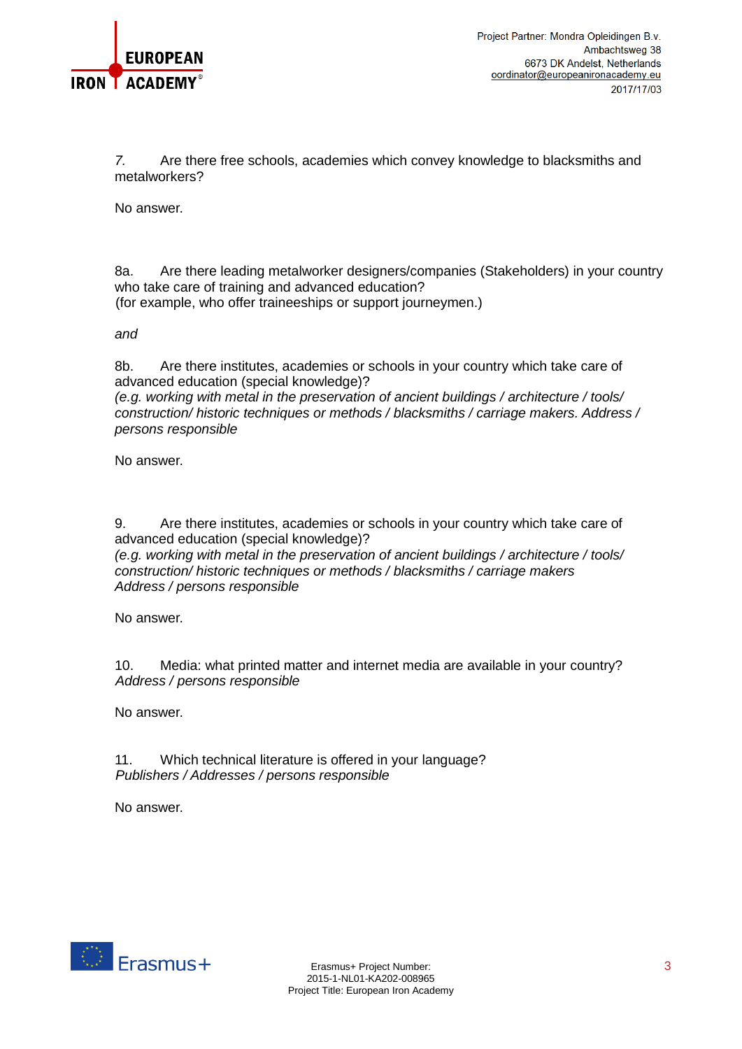7. Are there free schools, academies which convey knowledge to blacksmiths and metalworkers?

No answer.

8a. Are there leading metalworker designers/companies (Stakeholders) in your country who take care of training and advanced education?
(for example, who offer traineeships or support journeymen.)

*and*

8b. Are there institutes, academies or schools in your country which take care of advanced education (special knowledge)?
*(e.g. working with metal in the preservation of ancient buildings / architecture / tools/ construction/ historic techniques or methods / blacksmiths / carriage makers. Address / persons responsible*

No answer.

9. Are there institutes, academies or schools in your country which take care of advanced education (special knowledge)?
*(e.g. working with metal in the preservation of ancient buildings / architecture / tools/ construction/ historic techniques or methods / blacksmiths / carriage makers*
*Address / persons responsible*

No answer.

10. Media: what printed matter and internet media are available in your country?
*Address / persons responsible*

No answer.

11. Which technical literature is offered in your language?
*Publishers / Addresses / persons responsible*

No answer.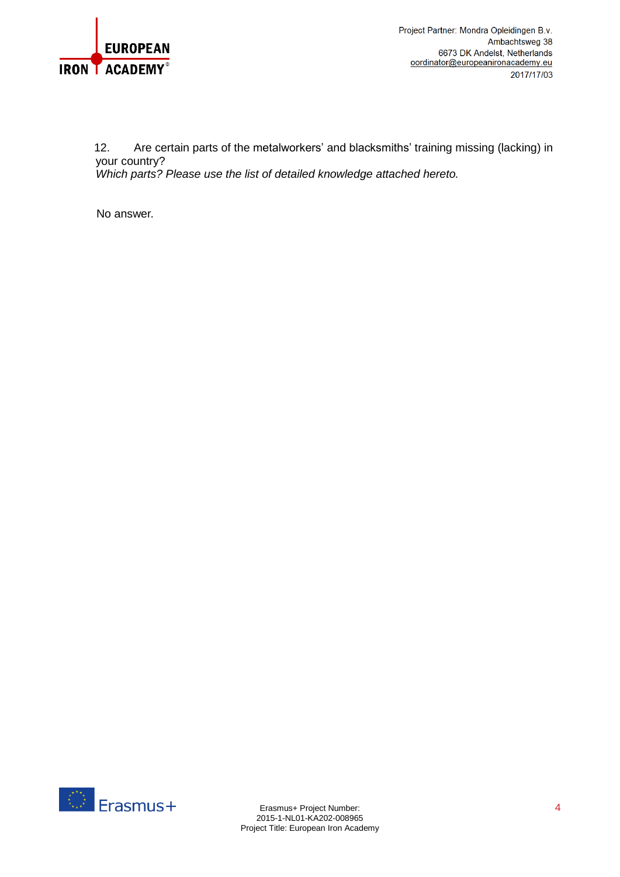12. Are certain parts of the metalworkers' and blacksmiths' training missing (lacking) in your country?
*Which parts? Please use the list of detailed knowledge attached hereto.*

No answer.